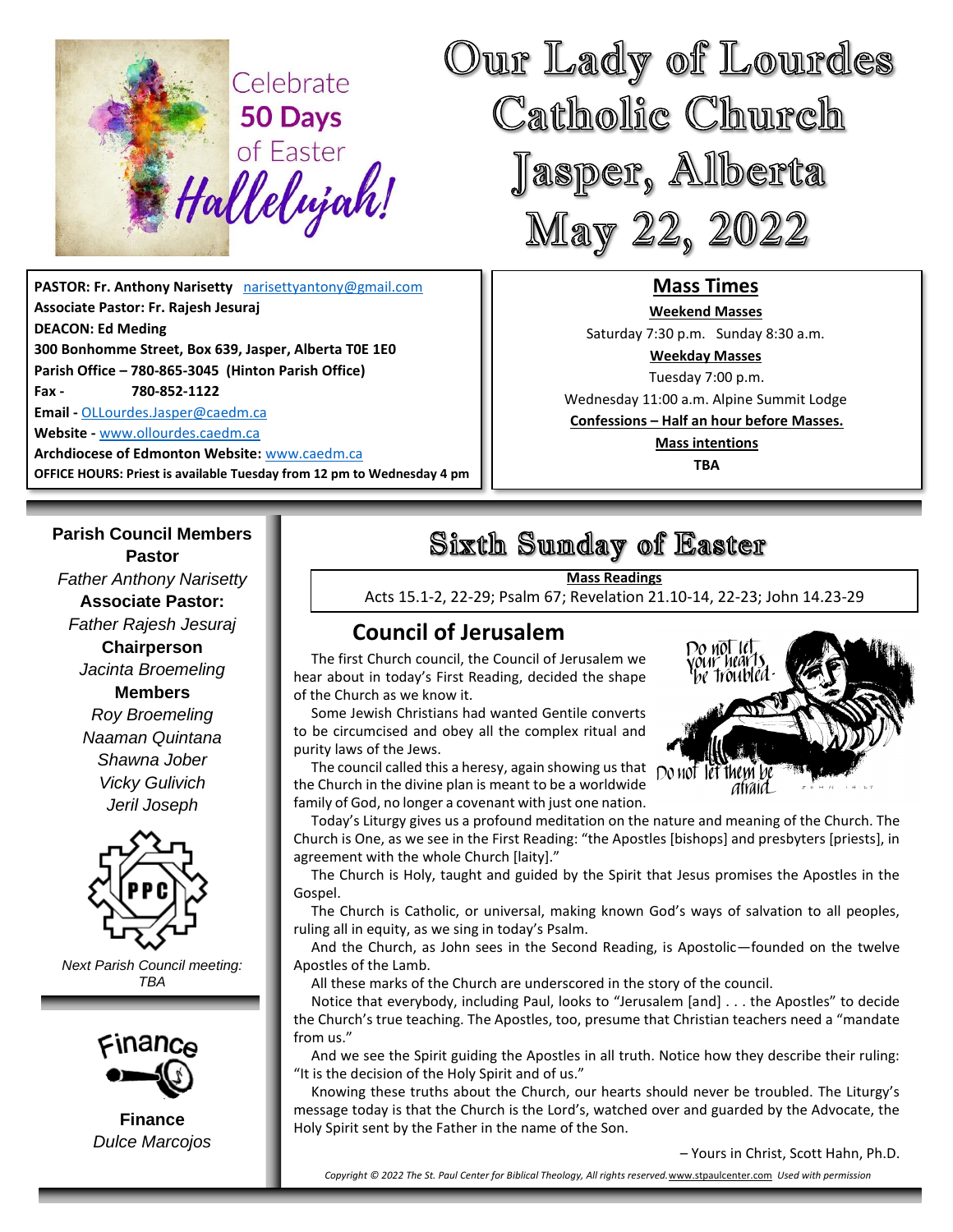Celebrate **50 Days** of Easter *Hallelujah!*

# Our Lady of Lourdes Catholic Church Jasper, Alberta May 22, 2022

**PASTOR: Fr. Anthony Narisetty** narisettyantony@gmail.com
**Associate Pastor: Fr. Rajesh Jesuraj**
**DEACON: Ed Meding**
**300 Bonhomme Street, Box 639, Jasper, Alberta T0E 1E0**
**Parish Office – 780-865-3045 (Hinton Parish Office)**
**Fax - 780-852-1122**
**Email -** OLLourdes.Jasper@caedm.ca
**Website -** www.ollourdes.caedm.ca
**Archdiocese of Edmonton Website:** www.caedm.ca
**OFFICE HOURS: Priest is available Tuesday from 12 pm to Wednesday 4 pm**

## Mass Times

**Weekend Masses**
Saturday 7:30 p.m. Sunday 8:30 a.m.

**Weekday Masses**
Tuesday 7:00 p.m.
Wednesday 11:00 a.m. Alpine Summit Lodge

**Confessions – Half an hour before Masses.**

**Mass intentions**
**TBA**

**Parish Council Members**

**Pastor**
*Father Anthony Narisetty*

**Associate Pastor:**
*Father Rajesh Jesuraj*

**Chairperson**
*Jacinta Broemeling*

**Members**
*Roy Broemeling*
*Naaman Quintana*
*Shawna Jober*
*Vicky Gulivich*
*Jeril Joseph*

PPC

*Next Parish Council meeting: TBA*

Finance

**Finance**
*Dulce Marcojos*

## Sixth Sunday of Easter

**Mass Readings**
Acts 15.1-2, 22-29; Psalm 67; Revelation 21.10-14, 22-23; John 14.23-29

### Council of Jerusalem

Do not let your hearts be troubled. Do not let them be afraid. JOHN 14:27

The first Church council, the Council of Jerusalem we hear about in today's First Reading, decided the shape of the Church as we know it.

Some Jewish Christians had wanted Gentile converts to be circumcised and obey all the complex ritual and purity laws of the Jews.

The council called this a heresy, again showing us that the Church in the divine plan is meant to be a worldwide family of God, no longer a covenant with just one nation.

Today's Liturgy gives us a profound meditation on the nature and meaning of the Church. The Church is One, as we see in the First Reading: "the Apostles [bishops] and presbyters [priests], in agreement with the whole Church [laity]."

The Church is Holy, taught and guided by the Spirit that Jesus promises the Apostles in the Gospel.

The Church is Catholic, or universal, making known God's ways of salvation to all peoples, ruling all in equity, as we sing in today's Psalm.

And the Church, as John sees in the Second Reading, is Apostolic—founded on the twelve Apostles of the Lamb.

All these marks of the Church are underscored in the story of the council.

Notice that everybody, including Paul, looks to "Jerusalem [and] . . . the Apostles" to decide the Church's true teaching. The Apostles, too, presume that Christian teachers need a "mandate from us."

And we see the Spirit guiding the Apostles in all truth. Notice how they describe their ruling: "It is the decision of the Holy Spirit and of us."

Knowing these truths about the Church, our hearts should never be troubled. The Liturgy's message today is that the Church is the Lord's, watched over and guarded by the Advocate, the Holy Spirit sent by the Father in the name of the Son.

– Yours in Christ, Scott Hahn, Ph.D.

*Copyright © 2022 The St. Paul Center for Biblical Theology, All rights reserved.* www.stpaulcenter.com *Used with permission*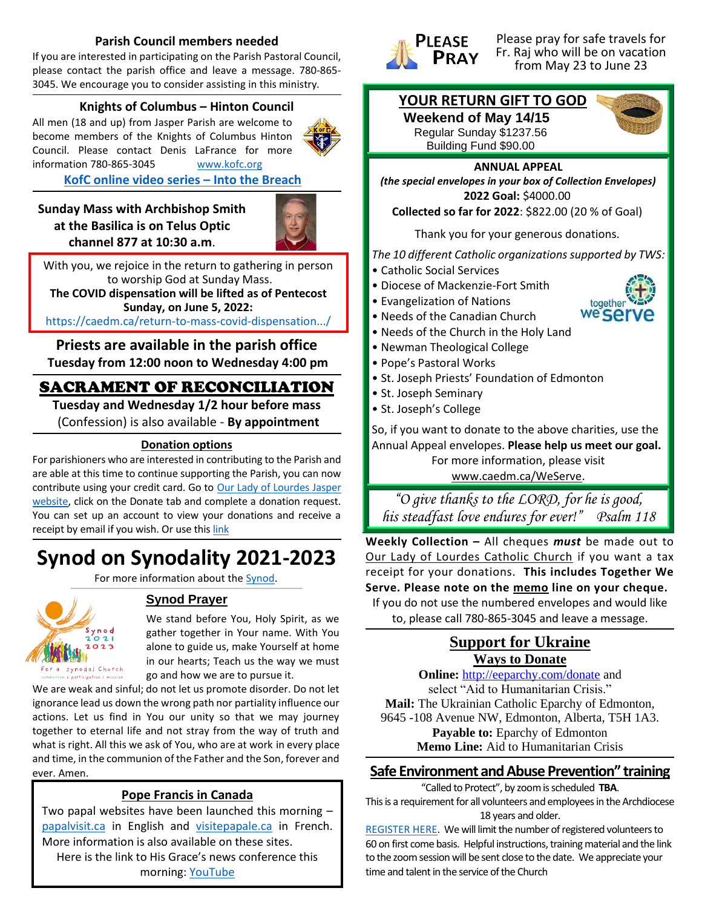## Parish Council members needed

If you are interested in participating on the Parish Pastoral Council, please contact the parish office and leave a message. 780-865-3045. We encourage you to consider assisting in this ministry.

## Knights of Columbus – Hinton Council

All men (18 and up) from Jasper Parish are welcome to become members of the Knights of Columbus Hinton Council. Please contact Denis LaFrance for more information 780-865-3045 www.kofc.org

**KofC online video series – Into the Breach**

## Sunday Mass with Archbishop Smith at the Basilica is on Telus Optic channel 877 at 10:30 a.m.

With you, we rejoice in the return to gathering in person to worship God at Sunday Mass.
**The COVID dispensation will be lifted as of Pentecost Sunday, on June 5, 2022:**
https://caedm.ca/return-to-mass-covid-dispensation.../

## Priests are available in the parish office

**Tuesday from 12:00 noon to Wednesday 4:00 pm**

## SACRAMENT OF RECONCILIATION

**Tuesday and Wednesday 1/2 hour before mass**
(Confession) is also available - **By appointment**

## Donation options

For parishioners who are interested in contributing to the Parish and are able at this time to continue supporting the Parish, you can now contribute using your credit card. Go to Our Lady of Lourdes Jasper website, click on the Donate tab and complete a donation request. You can set up an account to view your donations and receive a receipt by email if you wish. Or use this link

# Synod on Synodality 2021-2023

For more information about the Synod.

### Synod Prayer

We stand before You, Holy Spirit, as we gather together in Your name. With You alone to guide us, make Yourself at home in our hearts; Teach us the way we must go and how we are to pursue it. We are weak and sinful; do not let us promote disorder. Do not let ignorance lead us down the wrong path nor partiality influence our actions. Let us find in You our unity so that we may journey together to eternal life and not stray from the way of truth and what is right. All this we ask of You, who are at work in every place and time, in the communion of the Father and the Son, forever and ever. Amen.

## Pope Francis in Canada

Two papal websites have been launched this morning – papalvisit.ca in English and visitepapale.ca in French. More information is also available on these sites.
Here is the link to His Grace's news conference this morning: YouTube

## PLEASE PRAY

Please pray for safe travels for Fr. Raj who will be on vacation from May 23 to June 23

## YOUR RETURN GIFT TO GOD

**Weekend of May 14/15**
Regular Sunday $1237.56
Building Fund $90.00

## ANNUAL APPEAL

***(the special envelopes in your box of Collection Envelopes)***
**2022 Goal:** $4000.00
**Collected so far for 2022**: $822.00 (20 % of Goal)

Thank you for your generous donations.

*The 10 different Catholic organizations supported by TWS:*

- Catholic Social Services
- Diocese of Mackenzie-Fort Smith
- Evangelization of Nations
- Needs of the Canadian Church
- Needs of the Church in the Holy Land
- Newman Theological College
- Pope's Pastoral Works
- St. Joseph Priests' Foundation of Edmonton
- St. Joseph Seminary
- St. Joseph's College

So, if you want to donate to the above charities, use the Annual Appeal envelopes. **Please help us meet our goal.** For more information, please visit www.caedm.ca/WeServe.

*"O give thanks to the LORD, for he is good, his steadfast love endures for ever!" Psalm 118*

**Weekly Collection –** All cheques ***must*** be made out to Our Lady of Lourdes Catholic Church if you want a tax receipt for your donations. **This includes Together We Serve. Please note on the memo line on your cheque.** If you do not use the numbered envelopes and would like to, please call 780-865-3045 and leave a message.

## Support for Ukraine

### Ways to Donate

**Online:** http://eeparchy.com/donate and select "Aid to Humanitarian Crisis."
**Mail:** The Ukrainian Catholic Eparchy of Edmonton, 9645 -108 Avenue NW, Edmonton, Alberta, T5H 1A3.
**Payable to:** Eparchy of Edmonton
**Memo Line:** Aid to Humanitarian Crisis

## Safe Environment and Abuse Prevention" training

"Called to Protect", by zoom is scheduled **TBA**.
This is a requirement for all volunteers and employees in the Archdiocese 18 years and older.
REGISTER HERE. We will limit the number of registered volunteers to 60 on first come basis. Helpful instructions, training material and the link to the zoom session will be sent close to the date. We appreciate your time and talent in the service of the Church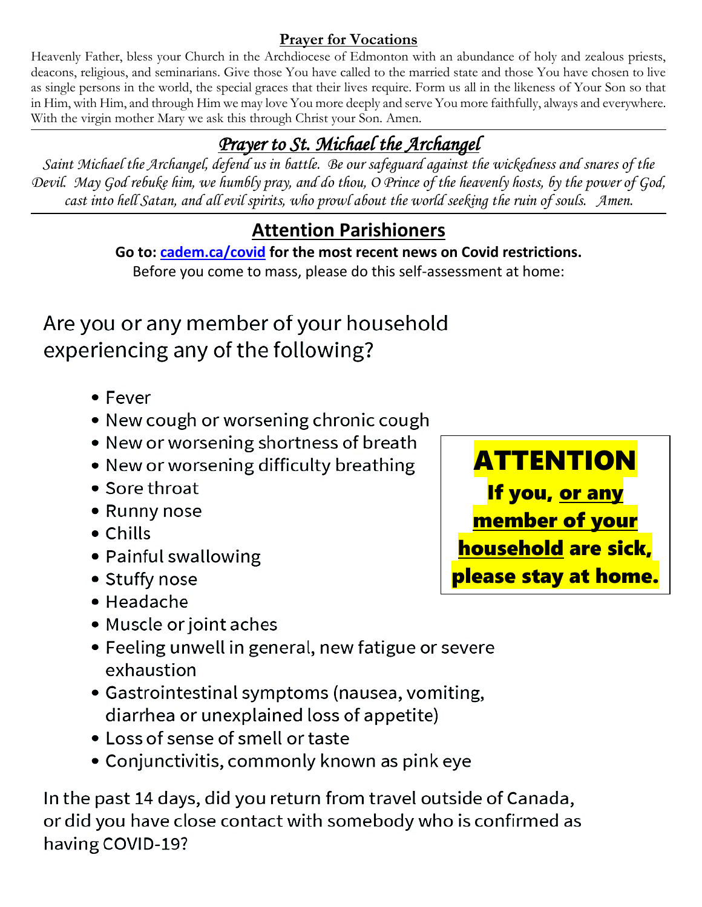## Prayer for Vocations

Heavenly Father, bless your Church in the Archdiocese of Edmonton with an abundance of holy and zealous priests, deacons, religious, and seminarians. Give those You have called to the married state and those You have chosen to live as single persons in the world, the special graces that their lives require. Form us all in the likeness of Your Son so that in Him, with Him, and through Him we may love You more deeply and serve You more faithfully, always and everywhere. With the virgin mother Mary we ask this through Christ your Son. Amen.

---

## *Prayer to St. Michael the Archangel*

*Saint Michael the Archangel, defend us in battle. Be our safeguard against the wickedness and snares of the Devil. May God rebuke him, we humbly pray, and do thou, O Prince of the heavenly hosts, by the power of God, cast into hell Satan, and all evil spirits, who prowl about the world seeking the ruin of souls. Amen.*

---

## Attention Parishioners

**Go to: cadem.ca/covid for the most recent news on Covid restrictions.**

Before you come to mass, please do this self-assessment at home:

Are you or any member of your household experiencing any of the following?

- Fever
- New cough or worsening chronic cough
- New or worsening shortness of breath
- New or worsening difficulty breathing
- Sore throat
- Runny nose
- Chills
- Painful swallowing
- Stuffy nose
- Headache
- Muscle or joint aches
- Feeling unwell in general, new fatigue or severe exhaustion
- Gastrointestinal symptoms (nausea, vomiting, diarrhea or unexplained loss of appetite)
- Loss of sense of smell or taste
- Conjunctivitis, commonly known as pink eye

**ATTENTION**

**If you, or any member of your household are sick, please stay at home.**

In the past 14 days, did you return from travel outside of Canada, or did you have close contact with somebody who is confirmed as having COVID-19?